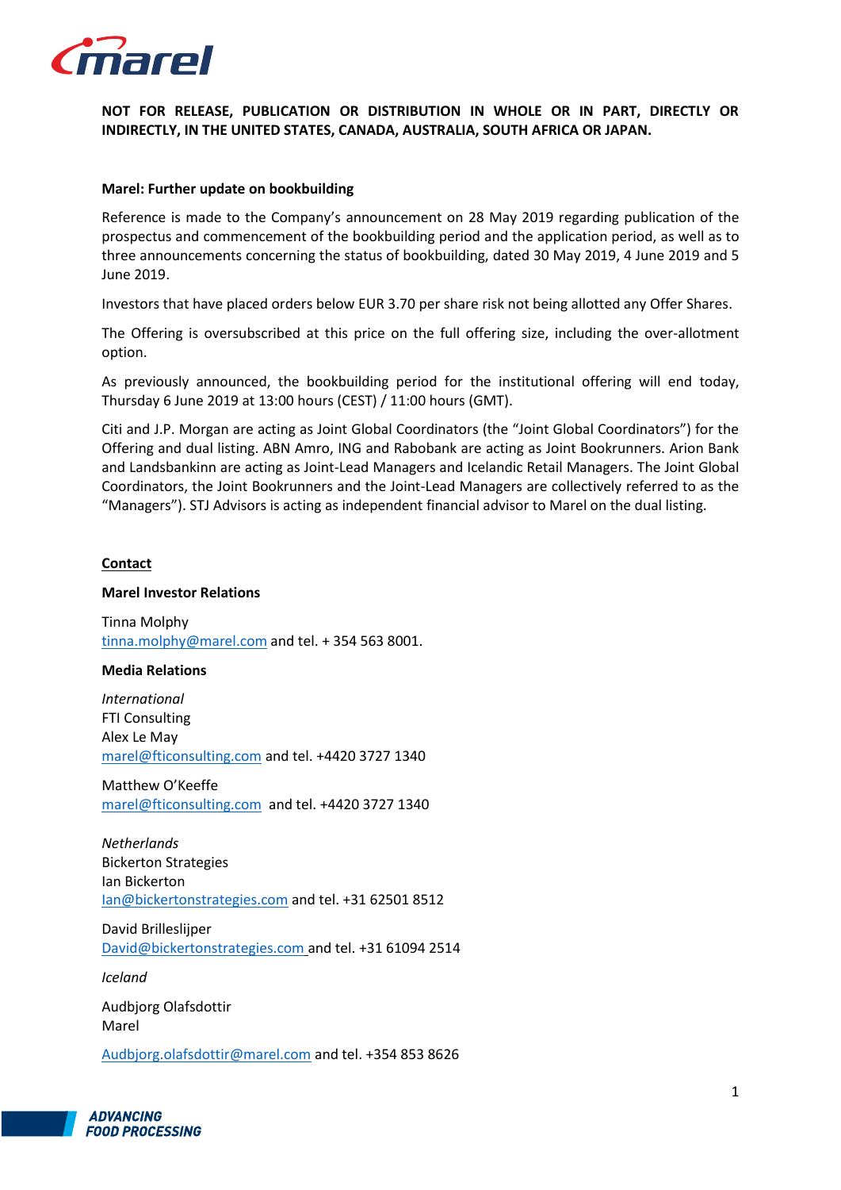**NOT FOR RELEASE, PUBLICATION OR DISTRIBUTION IN WHOLE OR IN PART, DIRECTLY OR INDIRECTLY, IN THE UNITED STATES, CANADA, AUSTRALIA, SOUTH AFRICA OR JAPAN.**

**Marel: Further update on bookbuilding**

Reference is made to the Company's announcement on 28 May 2019 regarding publication of the prospectus and commencement of the bookbuilding period and the application period, as well as to three announcements concerning the status of bookbuilding, dated 30 May 2019, 4 June 2019 and 5 June 2019.

Investors that have placed orders below EUR 3.70 per share risk not being allotted any Offer Shares.

The Offering is oversubscribed at this price on the full offering size, including the over-allotment option.

As previously announced, the bookbuilding period for the institutional offering will end today, Thursday 6 June 2019 at 13:00 hours (CEST) / 11:00 hours (GMT).

Citi and J.P. Morgan are acting as Joint Global Coordinators (the "Joint Global Coordinators") for the Offering and dual listing. ABN Amro, ING and Rabobank are acting as Joint Bookrunners. Arion Bank and Landsbankinn are acting as Joint-Lead Managers and Icelandic Retail Managers. The Joint Global Coordinators, the Joint Bookrunners and the Joint-Lead Managers are collectively referred to as the "Managers"). STJ Advisors is acting as independent financial advisor to Marel on the dual listing.

**Contact**

**Marel Investor Relations**

Tinna Molphy
tinna.molphy@marel.com and tel. + 354 563 8001.

**Media Relations**

*International*
FTI Consulting
Alex Le May
marel@fticonsulting.com and tel. +4420 3727 1340

Matthew O'Keeffe
marel@fticonsulting.com and tel. +4420 3727 1340

*Netherlands*
Bickerton Strategies
Ian Bickerton
Ian@bickertonstrategies.com and tel. +31 62501 8512

David Brilleslijper
David@bickertonstrategies.com and tel. +31 61094 2514

*Iceland*

Audbjorg Olafsdottir
Marel

Audbjorg.olafsdottir@marel.com and tel. +354 853 8626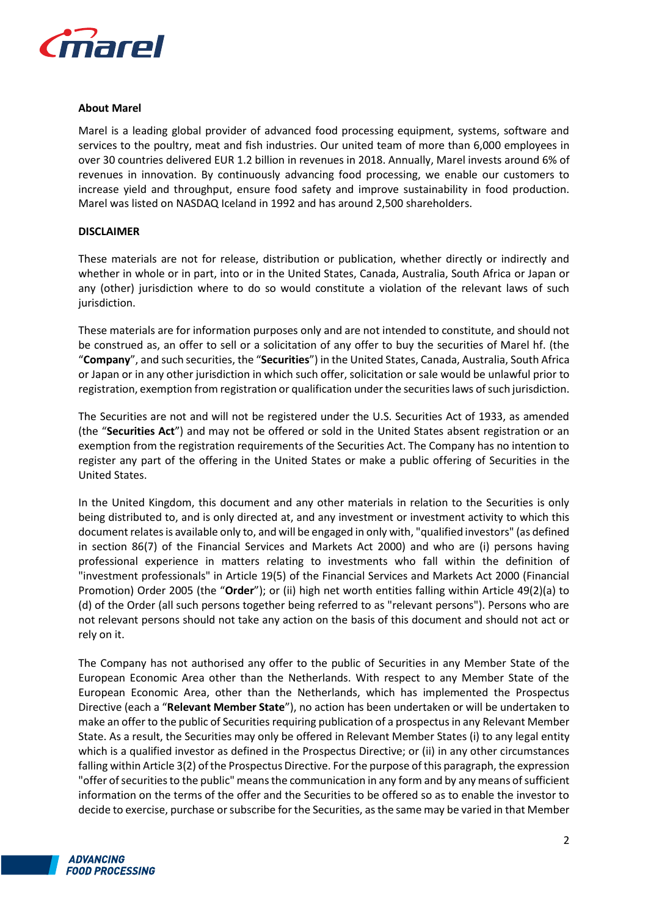**About Marel**

Marel is a leading global provider of advanced food processing equipment, systems, software and services to the poultry, meat and fish industries. Our united team of more than 6,000 employees in over 30 countries delivered EUR 1.2 billion in revenues in 2018. Annually, Marel invests around 6% of revenues in innovation. By continuously advancing food processing, we enable our customers to increase yield and throughput, ensure food safety and improve sustainability in food production. Marel was listed on NASDAQ Iceland in 1992 and has around 2,500 shareholders.

**DISCLAIMER**

These materials are not for release, distribution or publication, whether directly or indirectly and whether in whole or in part, into or in the United States, Canada, Australia, South Africa or Japan or any (other) jurisdiction where to do so would constitute a violation of the relevant laws of such jurisdiction.

These materials are for information purposes only and are not intended to constitute, and should not be construed as, an offer to sell or a solicitation of any offer to buy the securities of Marel hf. (the "**Company**", and such securities, the "**Securities**") in the United States, Canada, Australia, South Africa or Japan or in any other jurisdiction in which such offer, solicitation or sale would be unlawful prior to registration, exemption from registration or qualification under the securities laws of such jurisdiction.

The Securities are not and will not be registered under the U.S. Securities Act of 1933, as amended (the "**Securities Act**") and may not be offered or sold in the United States absent registration or an exemption from the registration requirements of the Securities Act. The Company has no intention to register any part of the offering in the United States or make a public offering of Securities in the United States.

In the United Kingdom, this document and any other materials in relation to the Securities is only being distributed to, and is only directed at, and any investment or investment activity to which this document relates is available only to, and will be engaged in only with, "qualified investors" (as defined in section 86(7) of the Financial Services and Markets Act 2000) and who are (i) persons having professional experience in matters relating to investments who fall within the definition of "investment professionals" in Article 19(5) of the Financial Services and Markets Act 2000 (Financial Promotion) Order 2005 (the "**Order**"); or (ii) high net worth entities falling within Article 49(2)(a) to (d) of the Order (all such persons together being referred to as "relevant persons"). Persons who are not relevant persons should not take any action on the basis of this document and should not act or rely on it.

The Company has not authorised any offer to the public of Securities in any Member State of the European Economic Area other than the Netherlands. With respect to any Member State of the European Economic Area, other than the Netherlands, which has implemented the Prospectus Directive (each a "**Relevant Member State**"), no action has been undertaken or will be undertaken to make an offer to the public of Securities requiring publication of a prospectus in any Relevant Member State. As a result, the Securities may only be offered in Relevant Member States (i) to any legal entity which is a qualified investor as defined in the Prospectus Directive; or (ii) in any other circumstances falling within Article 3(2) of the Prospectus Directive. For the purpose of this paragraph, the expression "offer of securities to the public" means the communication in any form and by any means of sufficient information on the terms of the offer and the Securities to be offered so as to enable the investor to decide to exercise, purchase or subscribe for the Securities, as the same may be varied in that Member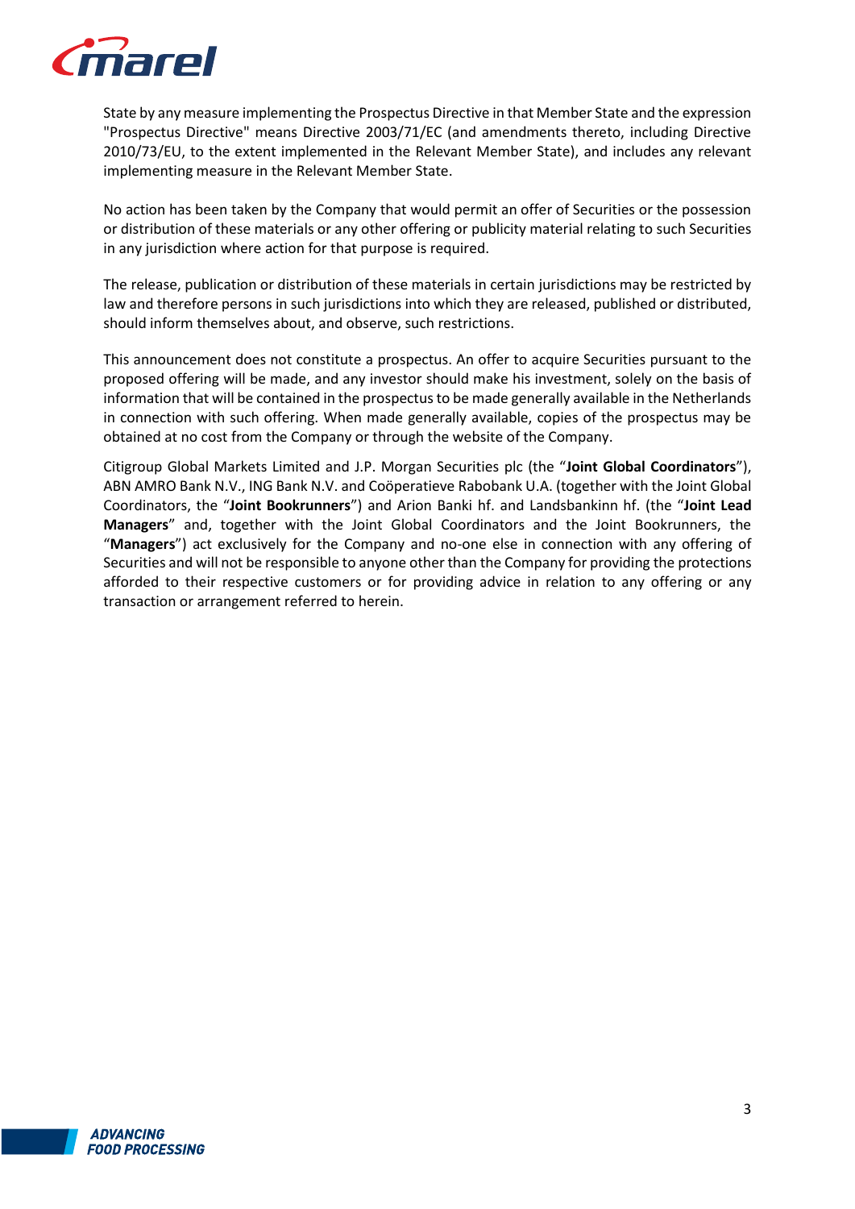State by any measure implementing the Prospectus Directive in that Member State and the expression "Prospectus Directive" means Directive 2003/71/EC (and amendments thereto, including Directive 2010/73/EU, to the extent implemented in the Relevant Member State), and includes any relevant implementing measure in the Relevant Member State.

No action has been taken by the Company that would permit an offer of Securities or the possession or distribution of these materials or any other offering or publicity material relating to such Securities in any jurisdiction where action for that purpose is required.

The release, publication or distribution of these materials in certain jurisdictions may be restricted by law and therefore persons in such jurisdictions into which they are released, published or distributed, should inform themselves about, and observe, such restrictions.

This announcement does not constitute a prospectus. An offer to acquire Securities pursuant to the proposed offering will be made, and any investor should make his investment, solely on the basis of information that will be contained in the prospectus to be made generally available in the Netherlands in connection with such offering. When made generally available, copies of the prospectus may be obtained at no cost from the Company or through the website of the Company.

Citigroup Global Markets Limited and J.P. Morgan Securities plc (the "**Joint Global Coordinators**"), ABN AMRO Bank N.V., ING Bank N.V. and Coöperatieve Rabobank U.A. (together with the Joint Global Coordinators, the "**Joint Bookrunners**") and Arion Banki hf. and Landsbankinn hf. (the "**Joint Lead Managers**" and, together with the Joint Global Coordinators and the Joint Bookrunners, the "**Managers**") act exclusively for the Company and no-one else in connection with any offering of Securities and will not be responsible to anyone other than the Company for providing the protections afforded to their respective customers or for providing advice in relation to any offering or any transaction or arrangement referred to herein.